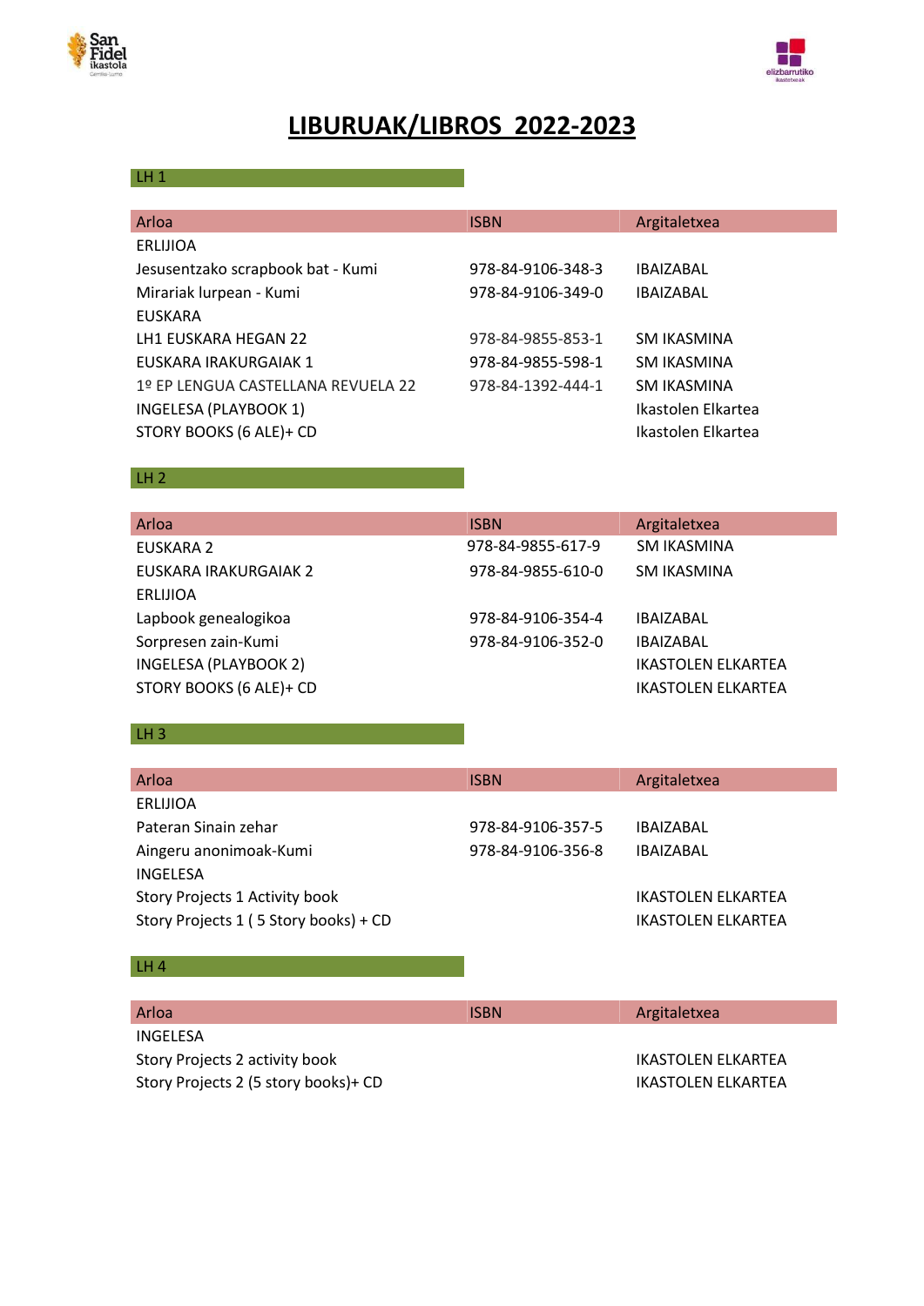# LIBURUAK/LIBROS 2022-2023

## LH 1

| Arloa | ISBN | Argitaletxea |
|---|---|---|
| ERLIJIOA | | |
| Jesusentzako scrapbook bat - Kumi | 978-84-9106-348-3 | IBAIZABAL |
| Mirariak lurpean - Kumi | 978-84-9106-349-0 | IBAIZABAL |
| EUSKARA | | |
| LH1 EUSKARA HEGAN 22 | 978-84-9855-853-1 | SM IKASMINA |
| EUSKARA IRAKURGAIAK 1 | 978-84-9855-598-1 | SM IKASMINA |
| 1º EP LENGUA CASTELLANA REVUELA 22 | 978-84-1392-444-1 | SM IKASMINA |
| INGELESA (PLAYBOOK 1) | | Ikastolen Elkartea |
| STORY BOOKS (6 ALE)+ CD | | Ikastolen Elkartea |

## LH 2

| Arloa | ISBN | Argitaletxea |
|---|---|---|
| EUSKARA 2 | 978-84-9855-617-9 | SM IKASMINA |
| EUSKARA IRAKURGAIAK 2 | 978-84-9855-610-0 | SM IKASMINA |
| ERLIJIOA | | |
| Lapbook genealogikoa | 978-84-9106-354-4 | IBAIZABAL |
| Sorpresen zain-Kumi | 978-84-9106-352-0 | IBAIZABAL |
| INGELESA (PLAYBOOK 2) | | IKASTOLEN ELKARTEA |
| STORY BOOKS (6 ALE)+ CD | | IKASTOLEN ELKARTEA |

## LH 3

| Arloa | ISBN | Argitaletxea |
|---|---|---|
| ERLIJIOA | | |
| Pateran Sinain zehar | 978-84-9106-357-5 | IBAIZABAL |
| Aingeru anonimoak-Kumi | 978-84-9106-356-8 | IBAIZABAL |
| INGELESA | | |
| Story Projects 1 Activity book | | IKASTOLEN ELKARTEA |
| Story Projects 1 ( 5 Story books) + CD | | IKASTOLEN ELKARTEA |

## LH 4

| Arloa | ISBN | Argitaletxea |
|---|---|---|
| INGELESA | | |
| Story Projects 2 activity book | | IKASTOLEN ELKARTEA |
| Story Projects 2 (5 story books)+ CD | | IKASTOLEN ELKARTEA |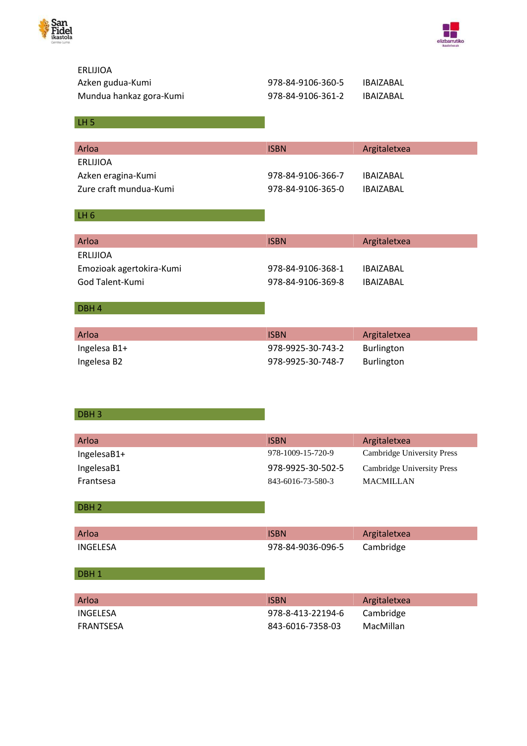| | | |
|---|---|---|
| ERLIJIOA | | |
| Azken gudua-Kumi | 978-84-9106-360-5 | IBAIZABAL |
| Mundua hankaz gora-Kumi | 978-84-9106-361-2 | IBAIZABAL |

## LH 5

| Arloa | ISBN | Argitaletxea |
|---|---|---|
| ERLIJIOA | | |
| Azken eragina-Kumi | 978-84-9106-366-7 | IBAIZABAL |
| Zure craft mundua-Kumi | 978-84-9106-365-0 | IBAIZABAL |

## LH 6

| Arloa | ISBN | Argitaletxea |
|---|---|---|
| ERLIJIOA | | |
| Emozioak agertokira-Kumi | 978-84-9106-368-1 | IBAIZABAL |
| God Talent-Kumi | 978-84-9106-369-8 | IBAIZABAL |

## DBH 4

| Arloa | ISBN | Argitaletxea |
|---|---|---|
| Ingelesa B1+ | 978-9925-30-743-2 | Burlington |
| Ingelesa B2 | 978-9925-30-748-7 | Burlington |

## DBH 3

| Arloa | ISBN | Argitaletxea |
|---|---|---|
| IngelesaB1+ | 978-1009-15-720-9 | Cambridge University Press |
| IngelesaB1 | 978-9925-30-502-5 | Cambridge University Press |
| Frantsesa | 843-6016-73-580-3 | MACMILLAN |

## DBH 2

| Arloa | ISBN | Argitaletxea |
|---|---|---|
| INGELESA | 978-84-9036-096-5 | Cambridge |

## DBH 1

| Arloa | ISBN | Argitaletxea |
|---|---|---|
| INGELESA | 978-8-413-22194-6 | Cambridge |
| FRANTSESA | 843-6016-7358-03 | MacMillan |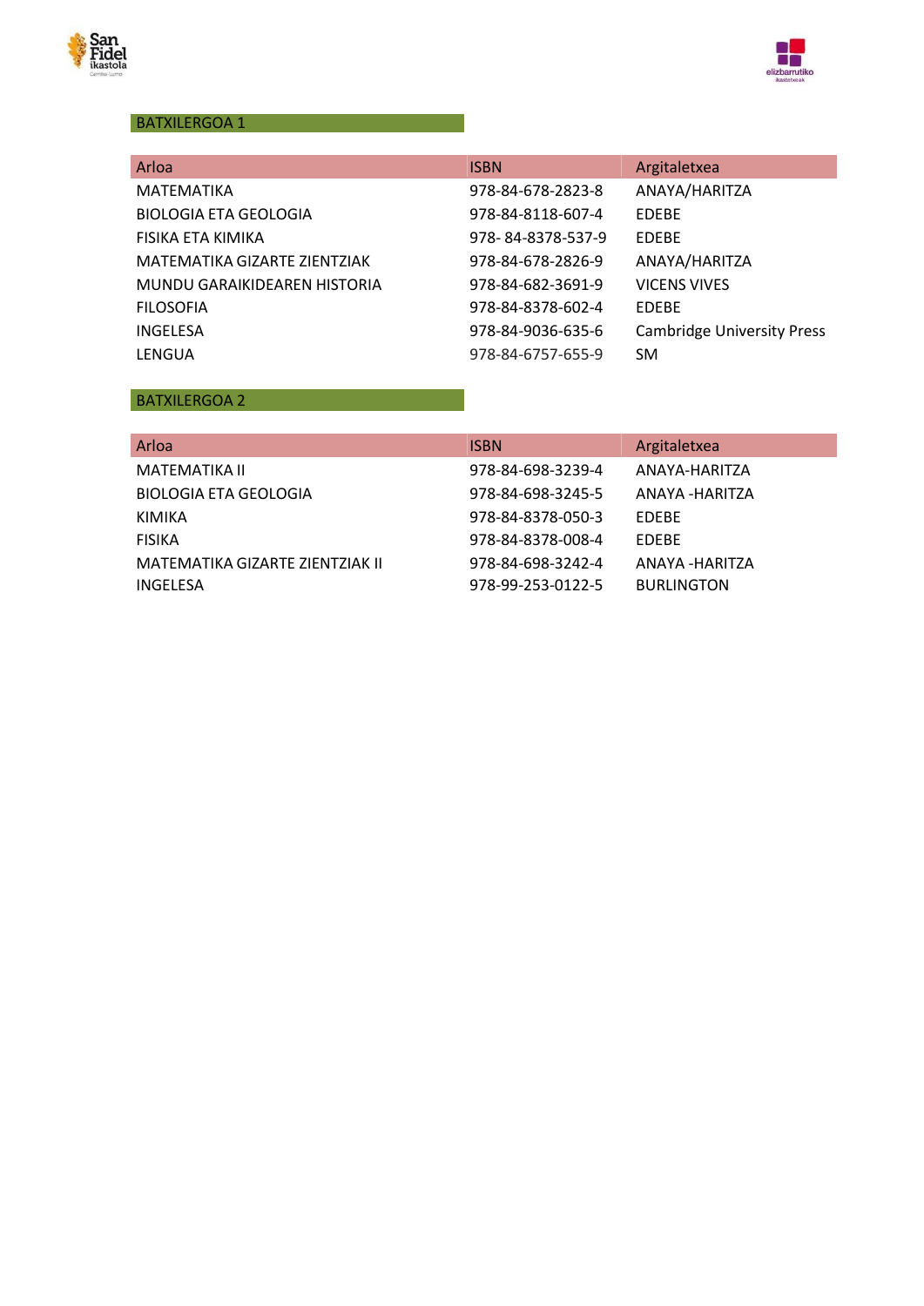## BATXILERGOA 1

| Arloa | ISBN | Argitaletxea |
|---|---|---|
| MATEMATIKA | 978-84-678-2823-8 | ANAYA/HARITZA |
| BIOLOGIA ETA GEOLOGIA | 978-84-8118-607-4 | EDEBE |
| FISIKA ETA KIMIKA | 978- 84-8378-537-9 | EDEBE |
| MATEMATIKA GIZARTE ZIENTZIAK | 978-84-678-2826-9 | ANAYA/HARITZA |
| MUNDU GARAIKIDEAREN HISTORIA | 978-84-682-3691-9 | VICENS VIVES |
| FILOSOFIA | 978-84-8378-602-4 | EDEBE |
| INGELESA | 978-84-9036-635-6 | Cambridge University Press |
| LENGUA | 978-84-6757-655-9 | SM |

## BATXILERGOA 2

| Arloa | ISBN | Argitaletxea |
|---|---|---|
| MATEMATIKA II | 978-84-698-3239-4 | ANAYA-HARITZA |
| BIOLOGIA ETA GEOLOGIA | 978-84-698-3245-5 | ANAYA -HARITZA |
| KIMIKA | 978-84-8378-050-3 | EDEBE |
| FISIKA | 978-84-8378-008-4 | EDEBE |
| MATEMATIKA GIZARTE ZIENTZIAK II | 978-84-698-3242-4 | ANAYA -HARITZA |
| INGELESA | 978-99-253-0122-5 | BURLINGTON |